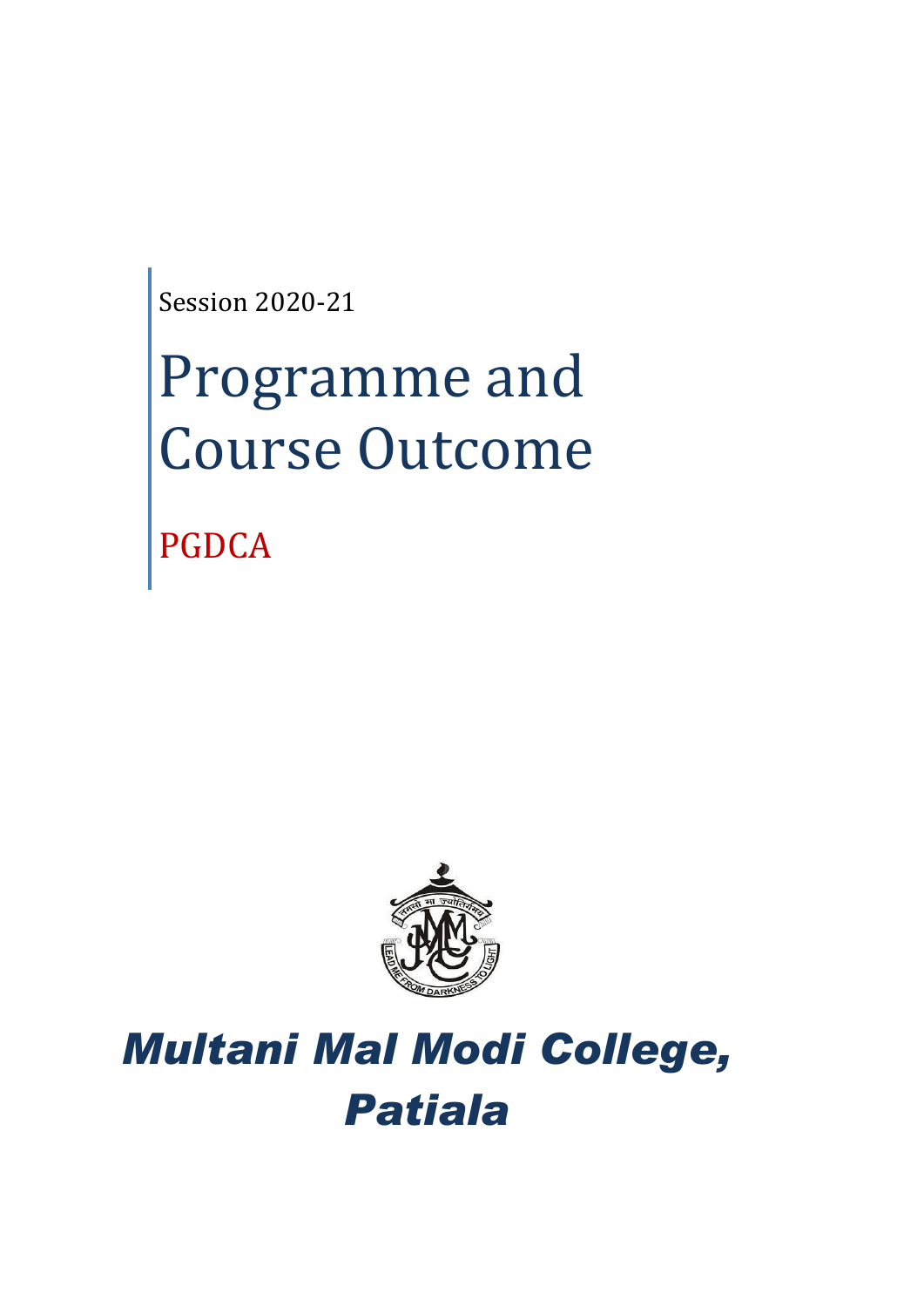Session 2020-21

# Programme and Course Outcome

## PGDCA

# *Multani Mal Modi College, Patiala*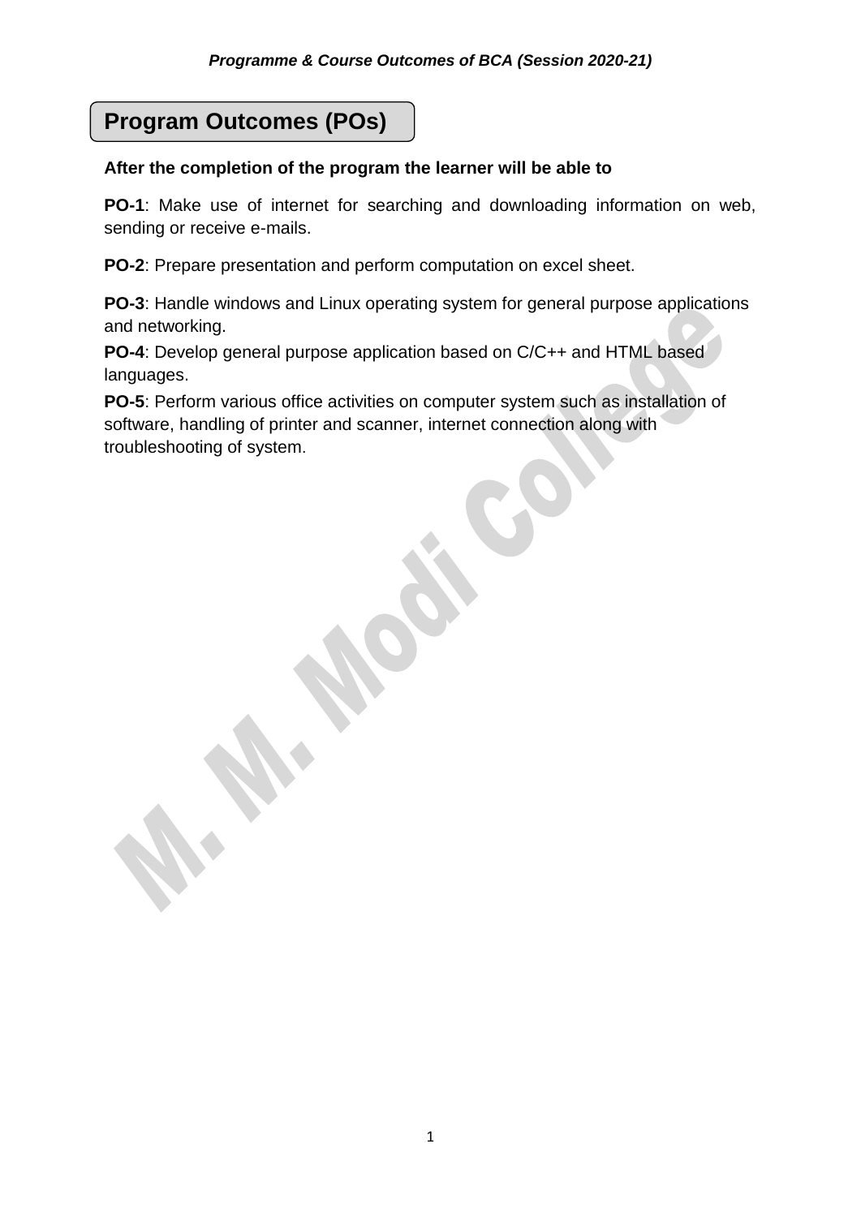## Program Outcomes (POs)

**After the completion of the program the learner will be able to**

**PO-1**: Make use of internet for searching and downloading information on web, sending or receive e-mails.

**PO-2**: Prepare presentation and perform computation on excel sheet.

**PO-3**: Handle windows and Linux operating system for general purpose applications and networking.

**PO-4**: Develop general purpose application based on C/C++ and HTML based languages.

**PO-5**: Perform various office activities on computer system such as installation of software, handling of printer and scanner, internet connection along with troubleshooting of system.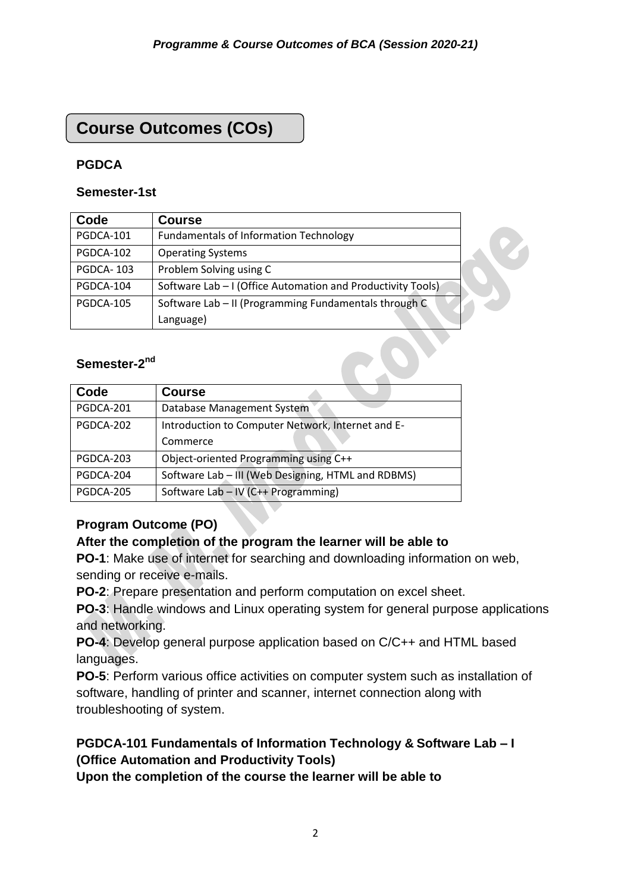## Course Outcomes (COs)

### PGDCA

#### Semester-1st

| Code | Course |
|---|---|
| PGDCA-101 | Fundamentals of Information Technology |
| PGDCA-102 | Operating Systems |
| PGDCA- 103 | Problem Solving using C |
| PGDCA-104 | Software Lab – I (Office Automation and Productivity Tools) |
| PGDCA-105 | Software Lab – II (Programming Fundamentals through C Language) |

#### Semester-2nd

| Code | Course |
|---|---|
| PGDCA-201 | Database Management System |
| PGDCA-202 | Introduction to Computer Network, Internet and E-Commerce |
| PGDCA-203 | Object-oriented Programming using C++ |
| PGDCA-204 | Software Lab – III (Web Designing, HTML and RDBMS) |
| PGDCA-205 | Software Lab – IV (C++ Programming) |

**Program Outcome (PO)**

**After the completion of the program the learner will be able to**

**PO-1**: Make use of internet for searching and downloading information on web, sending or receive e-mails.

**PO-2**: Prepare presentation and perform computation on excel sheet.

**PO-3**: Handle windows and Linux operating system for general purpose applications and networking.

**PO-4**: Develop general purpose application based on C/C++ and HTML based languages.

**PO-5**: Perform various office activities on computer system such as installation of software, handling of printer and scanner, internet connection along with troubleshooting of system.

**PGDCA-101 Fundamentals of Information Technology & Software Lab – I (Office Automation and Productivity Tools)**

**Upon the completion of the course the learner will be able to**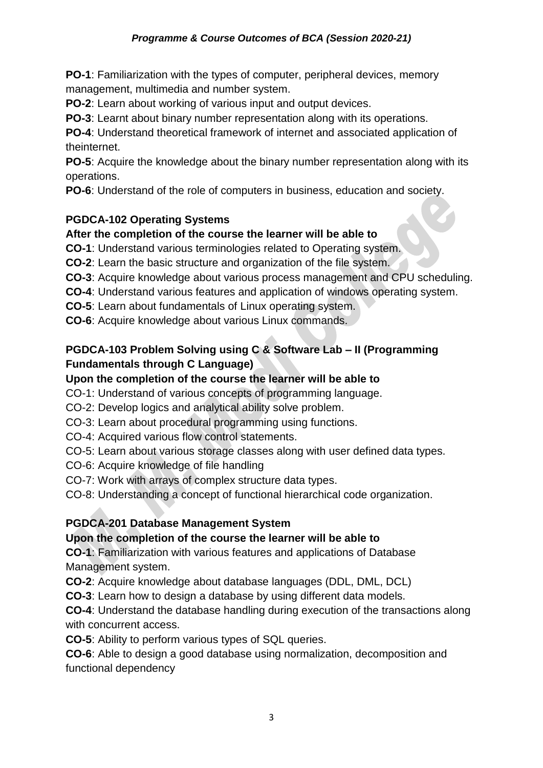**PO-1**: Familiarization with the types of computer, peripheral devices, memory management, multimedia and number system.

**PO-2**: Learn about working of various input and output devices.

**PO-3**: Learnt about binary number representation along with its operations.

**PO-4**: Understand theoretical framework of internet and associated application of theinternet.

**PO-5**: Acquire the knowledge about the binary number representation along with its operations.

**PO-6**: Understand of the role of computers in business, education and society.

### PGDCA-102 Operating Systems

**After the completion of the course the learner will be able to**

**CO-1**: Understand various terminologies related to Operating system.

**CO-2**: Learn the basic structure and organization of the file system.

**CO-3**: Acquire knowledge about various process management and CPU scheduling.

**CO-4**: Understand various features and application of windows operating system.

**CO-5**: Learn about fundamentals of Linux operating system.

**CO-6**: Acquire knowledge about various Linux commands.

### PGDCA-103 Problem Solving using C & Software Lab – II (Programming Fundamentals through C Language)

**Upon the completion of the course the learner will be able to**

CO-1: Understand of various concepts of programming language.

CO-2: Develop logics and analytical ability solve problem.

CO-3: Learn about procedural programming using functions.

CO-4: Acquired various flow control statements.

CO-5: Learn about various storage classes along with user defined data types.

CO-6: Acquire knowledge of file handling

CO-7: Work with arrays of complex structure data types.

CO-8: Understanding a concept of functional hierarchical code organization.

### PGDCA-201 Database Management System

**Upon the completion of the course the learner will be able to**

**CO-1**: Familiarization with various features and applications of Database Management system.

**CO-2**: Acquire knowledge about database languages (DDL, DML, DCL)

**CO-3**: Learn how to design a database by using different data models.

**CO-4**: Understand the database handling during execution of the transactions along with concurrent access.

**CO-5**: Ability to perform various types of SQL queries.

**CO-6**: Able to design a good database using normalization, decomposition and functional dependency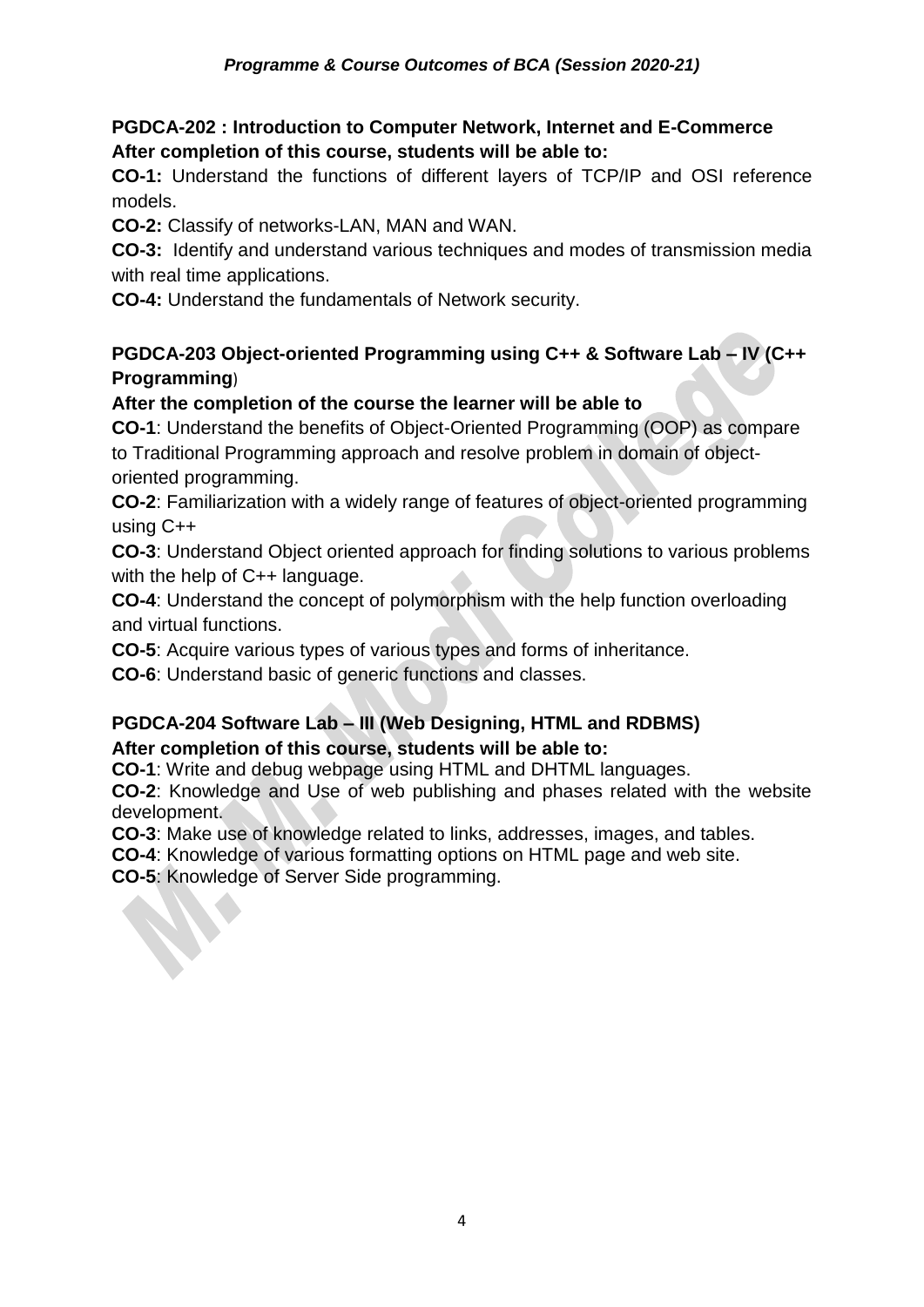**PGDCA-202 : Introduction to Computer Network, Internet and E-Commerce**
**After completion of this course, students will be able to:**

**CO-1:** Understand the functions of different layers of TCP/IP and OSI reference models.

**CO-2:** Classify of networks-LAN, MAN and WAN.

**CO-3:** Identify and understand various techniques and modes of transmission media with real time applications.

**CO-4:** Understand the fundamentals of Network security.

**PGDCA-203 Object-oriented Programming using C++ & Software Lab – IV (C++ Programming)**

**After the completion of the course the learner will be able to**

**CO-1**: Understand the benefits of Object-Oriented Programming (OOP) as compare to Traditional Programming approach and resolve problem in domain of object-oriented programming.

**CO-2**: Familiarization with a widely range of features of object-oriented programming using C++

**CO-3**: Understand Object oriented approach for finding solutions to various problems with the help of C++ language.

**CO-4**: Understand the concept of polymorphism with the help function overloading and virtual functions.

**CO-5**: Acquire various types of various types and forms of inheritance.

**CO-6**: Understand basic of generic functions and classes.

**PGDCA-204 Software Lab – III (Web Designing, HTML and RDBMS)**
**After completion of this course, students will be able to:**

**CO-1**: Write and debug webpage using HTML and DHTML languages.

**CO-2**: Knowledge and Use of web publishing and phases related with the website development.

**CO-3**: Make use of knowledge related to links, addresses, images, and tables.

**CO-4**: Knowledge of various formatting options on HTML page and web site.

**CO-5**: Knowledge of Server Side programming.